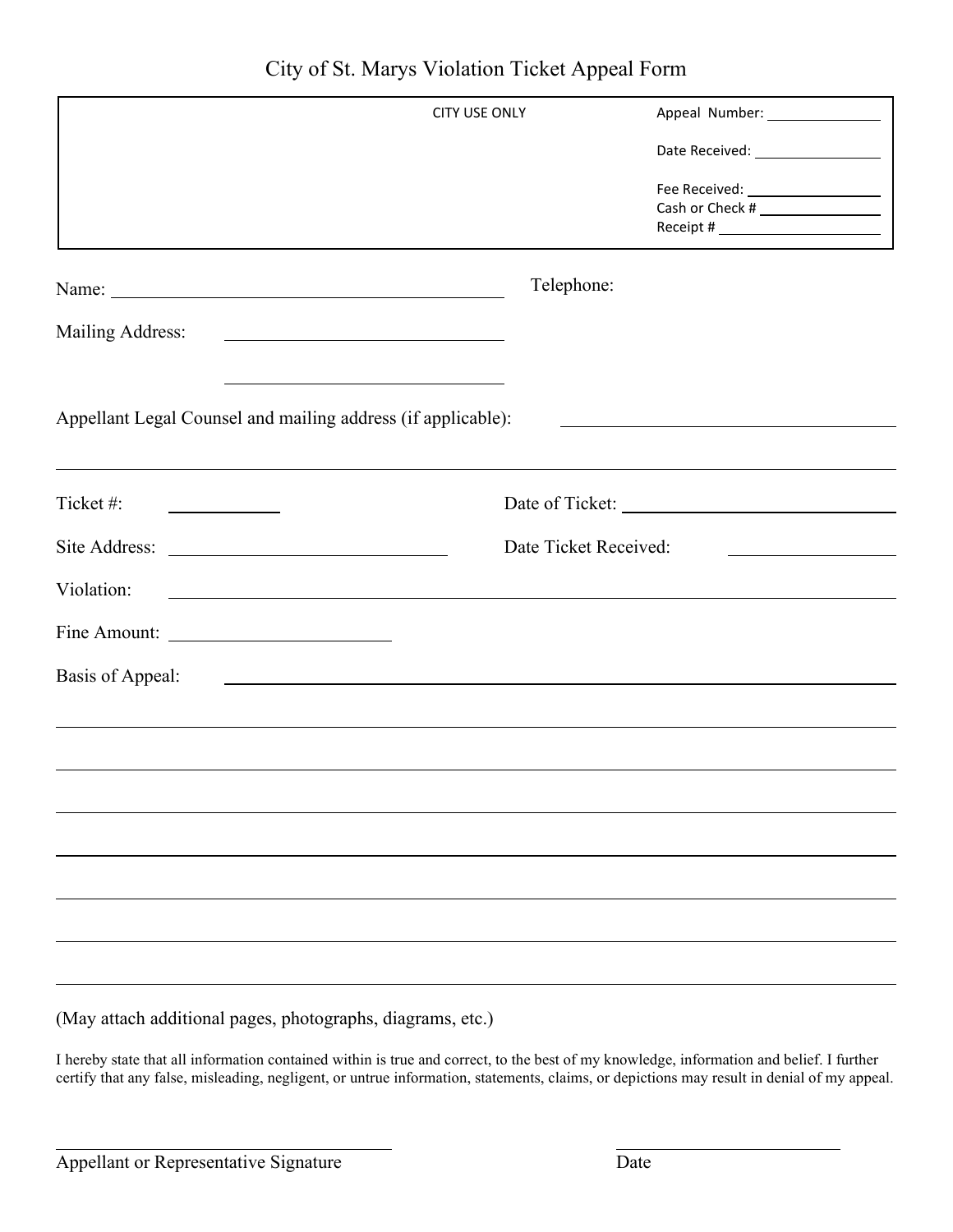# City of St. Marys Violation Ticket Appeal Form

| CITY USE ONLY | |
|---|---|
| | Appeal Number: ______________ |
| | Date Received: ______________ |
| | Fee Received: ______________ |
| | Cash or Check # ______________ |
| | Receipt # ______________ |

Name: ______________________________ Telephone:

Mailing Address: ______________________________

______________________________

Appellant Legal Counsel and mailing address (if applicable): ______________________________

______________________________

Ticket #: __________ Date of Ticket: ______________________________

Site Address: ______________________________ Date Ticket Received: ______________

Violation: ______________________________

Fine Amount: ______________

Basis of Appeal: ______________________________

______________________________

______________________________

______________________________

______________________________

______________________________

______________________________

______________________________

(May attach additional pages, photographs, diagrams, etc.)

I hereby state that all information contained within is true and correct, to the best of my knowledge, information and belief. I further certify that any false, misleading, negligent, or untrue information, statements, claims, or depictions may result in denial of my appeal.

______________________________ ______________________________

Appellant or Representative Signature Date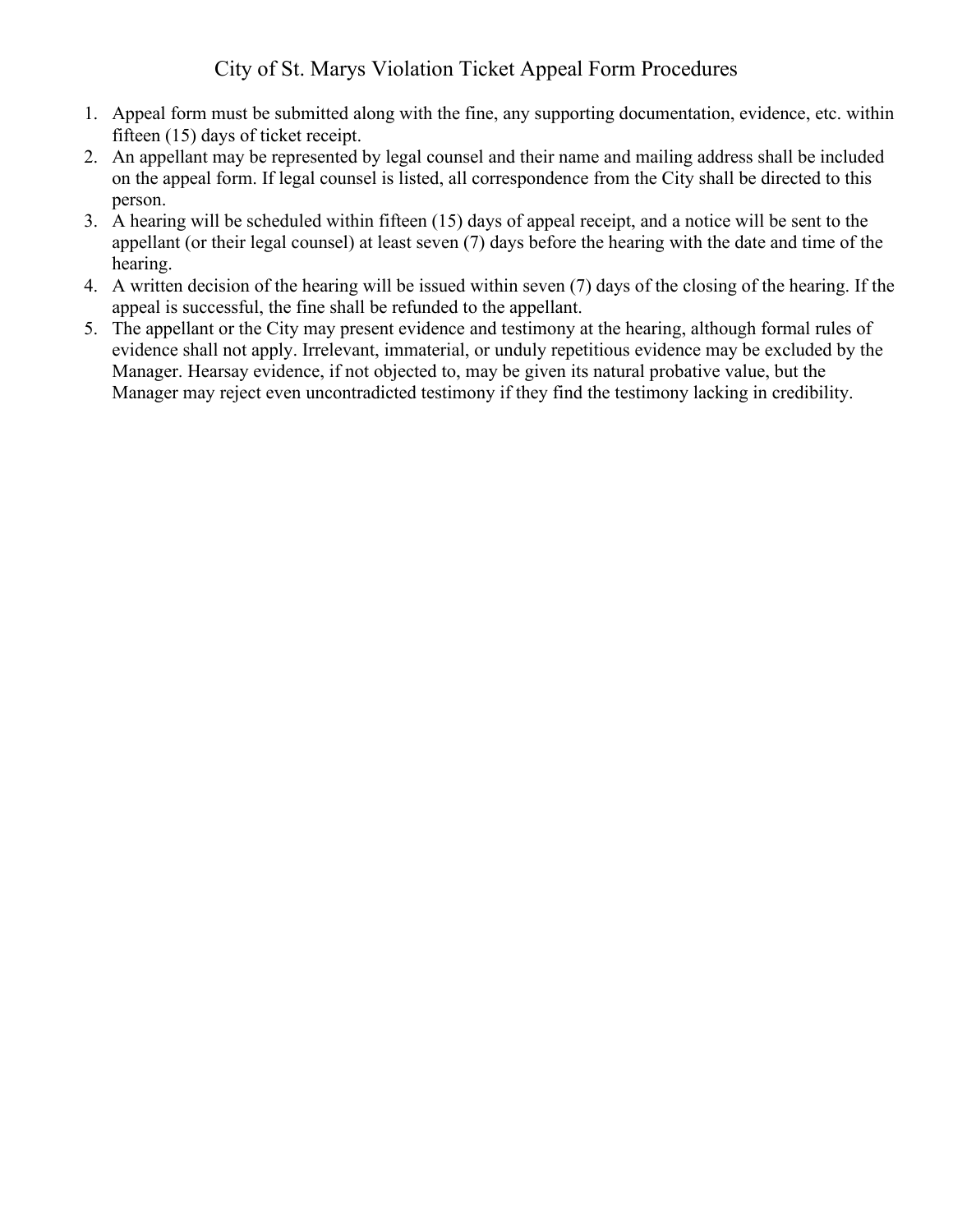# City of St. Marys Violation Ticket Appeal Form Procedures

1. Appeal form must be submitted along with the fine, any supporting documentation, evidence, etc. within fifteen (15) days of ticket receipt.
2. An appellant may be represented by legal counsel and their name and mailing address shall be included on the appeal form. If legal counsel is listed, all correspondence from the City shall be directed to this person.
3. A hearing will be scheduled within fifteen (15) days of appeal receipt, and a notice will be sent to the appellant (or their legal counsel) at least seven (7) days before the hearing with the date and time of the hearing.
4. A written decision of the hearing will be issued within seven (7) days of the closing of the hearing. If the appeal is successful, the fine shall be refunded to the appellant.
5. The appellant or the City may present evidence and testimony at the hearing, although formal rules of evidence shall not apply. Irrelevant, immaterial, or unduly repetitious evidence may be excluded by the Manager. Hearsay evidence, if not objected to, may be given its natural probative value, but the Manager may reject even uncontradicted testimony if they find the testimony lacking in credibility.